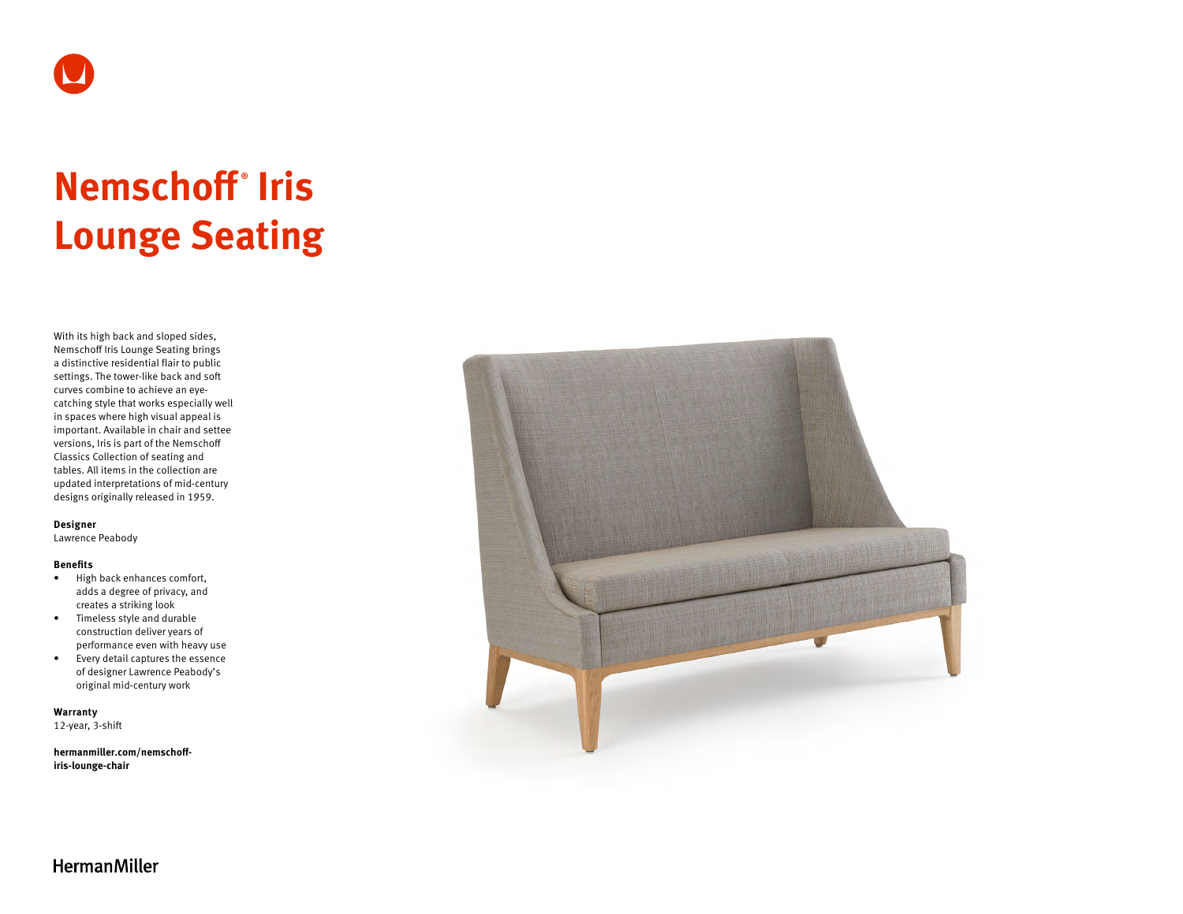# Nemschoff® Iris Lounge Seating

With its high back and sloped sides, Nemschoff Iris Lounge Seating brings a distinctive residential flair to public settings. The tower-like back and soft curves combine to achieve an eye-catching style that works especially well in spaces where high visual appeal is important. Available in chair and settee versions, Iris is part of the Nemschoff Classics Collection of seating and tables. All items in the collection are updated interpretations of mid-century designs originally released in 1959.

**Designer**
Lawrence Peabody

**Benefits**

- High back enhances comfort, adds a degree of privacy, and creates a striking look
- Timeless style and durable construction deliver years of performance even with heavy use
- Every detail captures the essence of designer Lawrence Peabody's original mid-century work

**Warranty**
12-year, 3-shift

**hermanmiller.com/nemschoff-iris-lounge-chair**

HermanMiller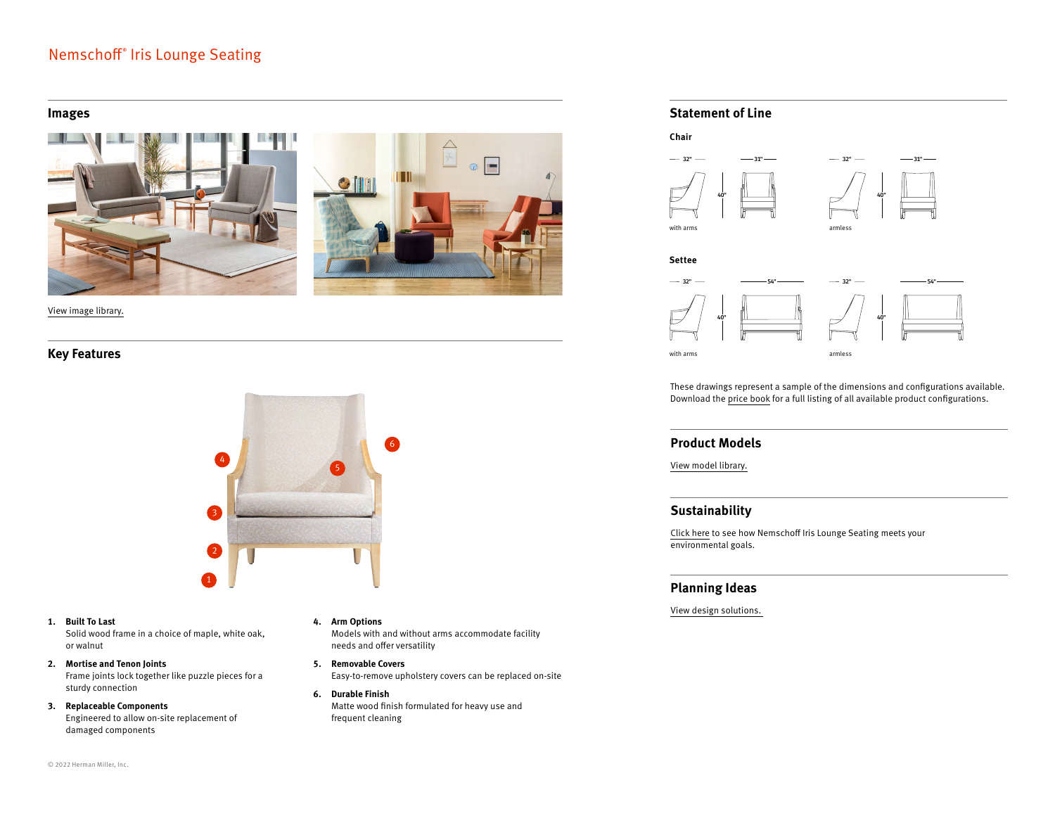# Nemschoff® Iris Lounge Seating

## Images

View image library.

## Key Features

1. **Built To Last**
   Solid wood frame in a choice of maple, white oak, or walnut
2. **Mortise and Tenon Joints**
   Frame joints lock together like puzzle pieces for a sturdy connection
3. **Replaceable Components**
   Engineered to allow on-site replacement of damaged components
4. **Arm Options**
   Models with and without arms accommodate facility needs and offer versatility
5. **Removable Covers**
   Easy-to-remove upholstery covers can be replaced on-site
6. **Durable Finish**
   Matte wood finish formulated for heavy use and frequent cleaning

## Statement of Line

### Chair

32" 31" 40"
with arms

32" 31" 40"
armless

### Settee

32" 54" 40"
with arms

32" 54" 40"
armless

These drawings represent a sample of the dimensions and configurations available. Download the price book for a full listing of all available product configurations.

## Product Models

View model library.

## Sustainability

Click here to see how Nemschoff Iris Lounge Seating meets your environmental goals.

## Planning Ideas

View design solutions.

© 2022 Herman Miller, Inc.